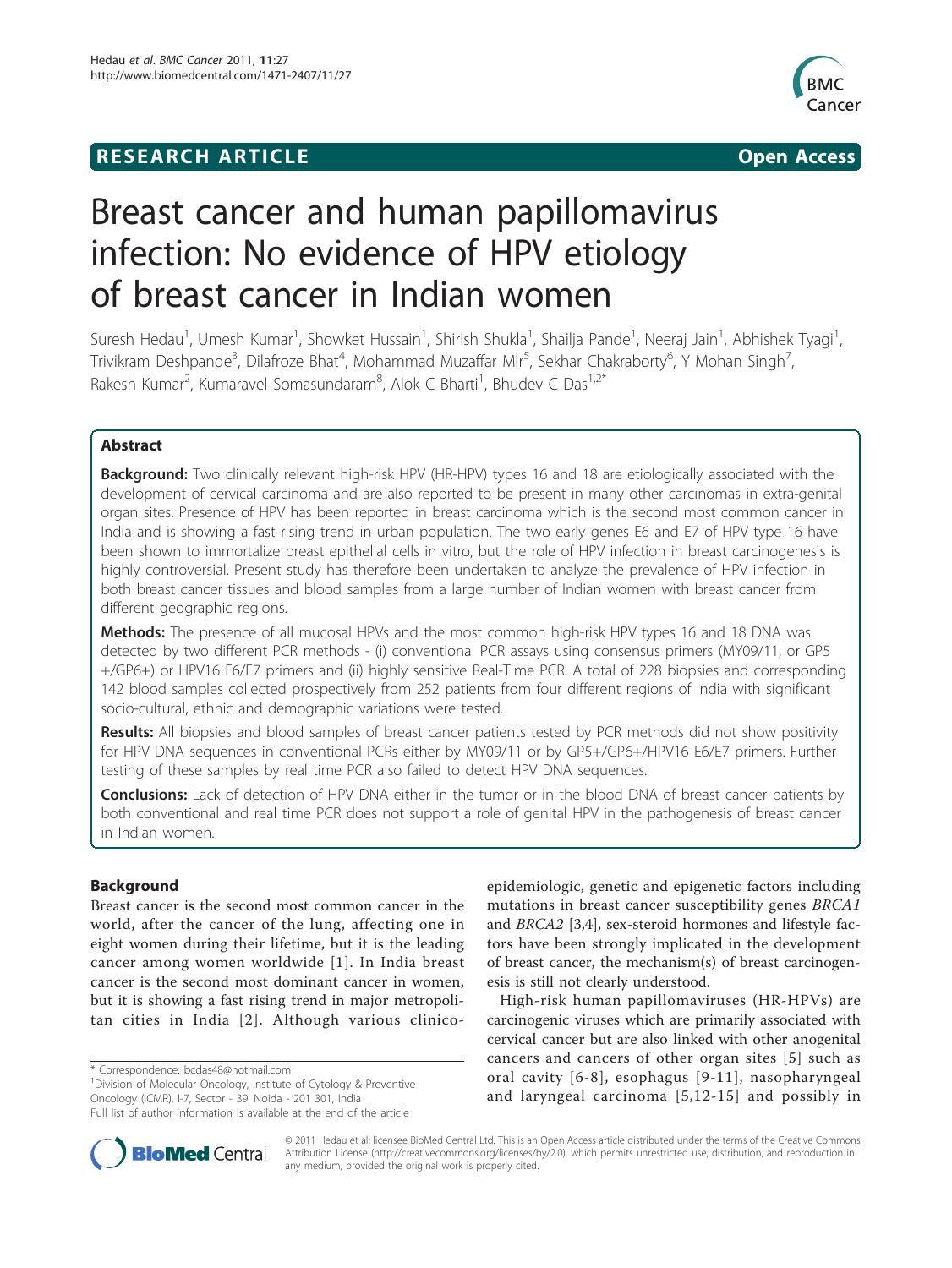**RESEARCH ARTICLE** **Open Access**

# Breast cancer and human papillomavirus infection: No evidence of HPV etiology of breast cancer in Indian women

Suresh Hedau[1], Umesh Kumar[1], Showket Hussain[1], Shirish Shukla[1], Shailja Pande[1], Neeraj Jain[1], Abhishek Tyagi[1], Trivikram Deshpande[3], Dilafroze Bhat[4], Mohammad Muzaffar Mir[5], Sekhar Chakraborty[6], Y Mohan Singh[7], Rakesh Kumar[2], Kumaravel Somasundaram[8], Alok C Bharti[1], Bhudev C Das[1,2*]

## Abstract

**Background:** Two clinically relevant high-risk HPV (HR-HPV) types 16 and 18 are etiologically associated with the development of cervical carcinoma and are also reported to be present in many other carcinomas in extra-genital organ sites. Presence of HPV has been reported in breast carcinoma which is the second most common cancer in India and is showing a fast rising trend in urban population. The two early genes E6 and E7 of HPV type 16 have been shown to immortalize breast epithelial cells in vitro, but the role of HPV infection in breast carcinogenesis is highly controversial. Present study has therefore been undertaken to analyze the prevalence of HPV infection in both breast cancer tissues and blood samples from a large number of Indian women with breast cancer from different geographic regions.

**Methods:** The presence of all mucosal HPVs and the most common high-risk HPV types 16 and 18 DNA was detected by two different PCR methods - (i) conventional PCR assays using consensus primers (MY09/11, or GP5+/GP6+) or HPV16 E6/E7 primers and (ii) highly sensitive Real-Time PCR. A total of 228 biopsies and corresponding 142 blood samples collected prospectively from 252 patients from four different regions of India with significant socio-cultural, ethnic and demographic variations were tested.

**Results:** All biopsies and blood samples of breast cancer patients tested by PCR methods did not show positivity for HPV DNA sequences in conventional PCRs either by MY09/11 or by GP5+/GP6+/HPV16 E6/E7 primers. Further testing of these samples by real time PCR also failed to detect HPV DNA sequences.

**Conclusions:** Lack of detection of HPV DNA either in the tumor or in the blood DNA of breast cancer patients by both conventional and real time PCR does not support a role of genital HPV in the pathogenesis of breast cancer in Indian women.

## Background

Breast cancer is the second most common cancer in the world, after the cancer of the lung, affecting one in eight women during their lifetime, but it is the leading cancer among women worldwide [1]. In India breast cancer is the second most dominant cancer in women, but it is showing a fast rising trend in major metropolitan cities in India [2]. Although various clinico-epidemiologic, genetic and epigenetic factors including mutations in breast cancer susceptibility genes *BRCA1* and *BRCA2* [3,4], sex-steroid hormones and lifestyle factors have been strongly implicated in the development of breast cancer, the mechanism(s) of breast carcinogenesis is still not clearly understood.

High-risk human papillomaviruses (HR-HPVs) are carcinogenic viruses which are primarily associated with cervical cancer but are also linked with other anogenital cancers and cancers of other organ sites [5] such as oral cavity [6-8], esophagus [9-11], nasopharyngeal and laryngeal carcinoma [5,12-15] and possibly in

\* Correspondence: bcdas48@hotmail.com
[1]Division of Molecular Oncology, Institute of Cytology & Preventive Oncology (ICMR), I-7, Sector - 39, Noida - 201 301, India
Full list of author information is available at the end of the article

© 2011 Hedau et al; licensee BioMed Central Ltd. This is an Open Access article distributed under the terms of the Creative Commons Attribution License (http://creativecommons.org/licenses/by/2.0), which permits unrestricted use, distribution, and reproduction in any medium, provided the original work is properly cited.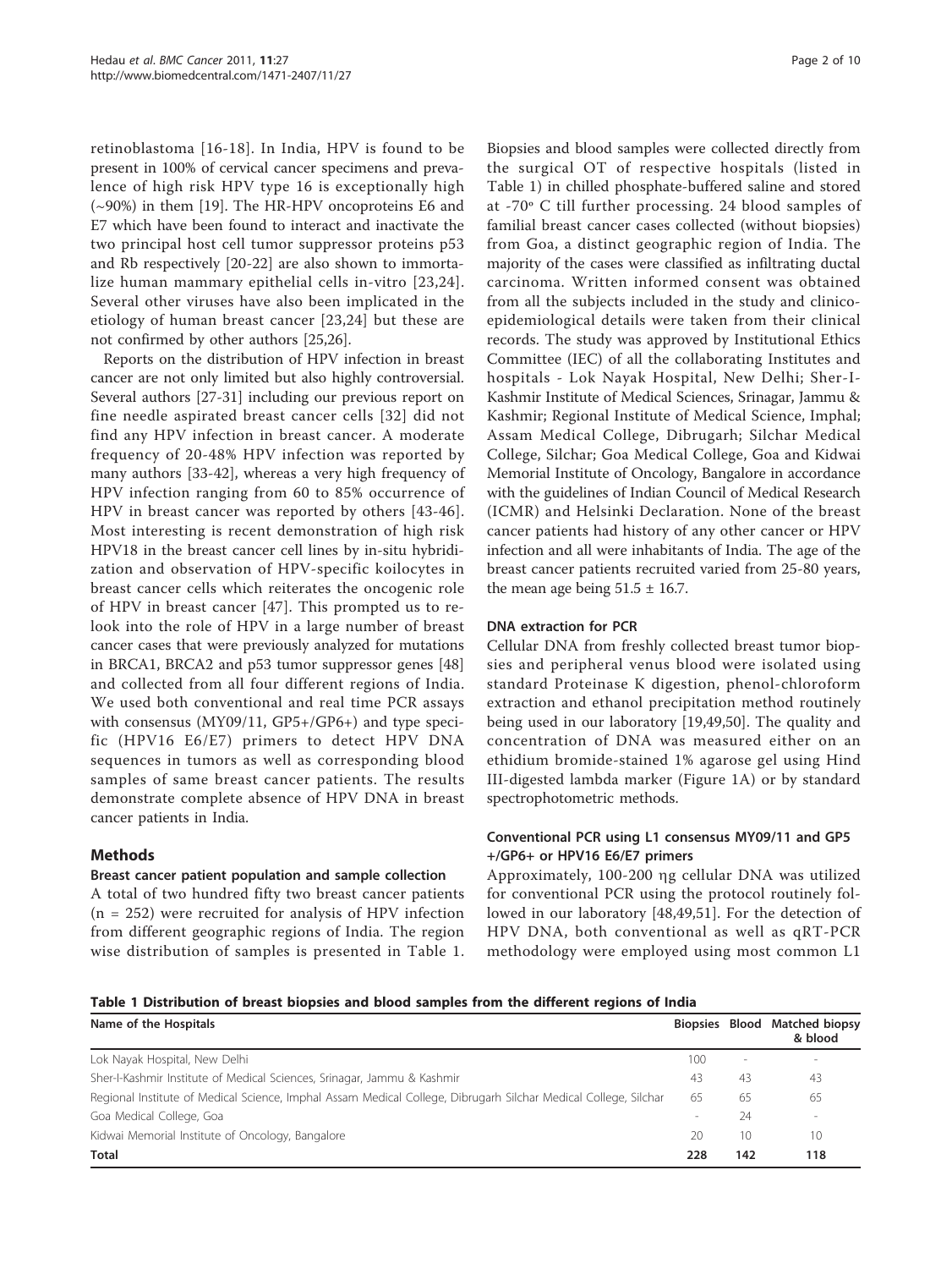retinoblastoma [16-18]. In India, HPV is found to be present in 100% of cervical cancer specimens and prevalence of high risk HPV type 16 is exceptionally high (~90%) in them [19]. The HR-HPV oncoproteins E6 and E7 which have been found to interact and inactivate the two principal host cell tumor suppressor proteins p53 and Rb respectively [20-22] are also shown to immortalize human mammary epithelial cells in-vitro [23,24]. Several other viruses have also been implicated in the etiology of human breast cancer [23,24] but these are not confirmed by other authors [25,26].

Reports on the distribution of HPV infection in breast cancer are not only limited but also highly controversial. Several authors [27-31] including our previous report on fine needle aspirated breast cancer cells [32] did not find any HPV infection in breast cancer. A moderate frequency of 20-48% HPV infection was reported by many authors [33-42], whereas a very high frequency of HPV infection ranging from 60 to 85% occurrence of HPV in breast cancer was reported by others [43-46]. Most interesting is recent demonstration of high risk HPV18 in the breast cancer cell lines by in-situ hybridization and observation of HPV-specific koilocytes in breast cancer cells which reiterates the oncogenic role of HPV in breast cancer [47]. This prompted us to relook into the role of HPV in a large number of breast cancer cases that were previously analyzed for mutations in BRCA1, BRCA2 and p53 tumor suppressor genes [48] and collected from all four different regions of India. We used both conventional and real time PCR assays with consensus (MY09/11, GP5+/GP6+) and type specific (HPV16 E6/E7) primers to detect HPV DNA sequences in tumors as well as corresponding blood samples of same breast cancer patients. The results demonstrate complete absence of HPV DNA in breast cancer patients in India.

## Methods

### Breast cancer patient population and sample collection

A total of two hundred fifty two breast cancer patients (n = 252) were recruited for analysis of HPV infection from different geographic regions of India. The region wise distribution of samples is presented in Table 1. Biopsies and blood samples were collected directly from the surgical OT of respective hospitals (listed in Table 1) in chilled phosphate-buffered saline and stored at -70° C till further processing. 24 blood samples of familial breast cancer cases collected (without biopsies) from Goa, a distinct geographic region of India. The majority of the cases were classified as infiltrating ductal carcinoma. Written informed consent was obtained from all the subjects included in the study and clinico-epidemiological details were taken from their clinical records. The study was approved by Institutional Ethics Committee (IEC) of all the collaborating Institutes and hospitals - Lok Nayak Hospital, New Delhi; Sher-I-Kashmir Institute of Medical Sciences, Srinagar, Jammu & Kashmir; Regional Institute of Medical Science, Imphal; Assam Medical College, Dibrugarh; Silchar Medical College, Silchar; Goa Medical College, Goa and Kidwai Memorial Institute of Oncology, Bangalore in accordance with the guidelines of Indian Council of Medical Research (ICMR) and Helsinki Declaration. None of the breast cancer patients had history of any other cancer or HPV infection and all were inhabitants of India. The age of the breast cancer patients recruited varied from 25-80 years, the mean age being $51.5 \pm 16.7$.

### DNA extraction for PCR

Cellular DNA from freshly collected breast tumor biopsies and peripheral venus blood were isolated using standard Proteinase K digestion, phenol-chloroform extraction and ethanol precipitation method routinely being used in our laboratory [19,49,50]. The quality and concentration of DNA was measured either on an ethidium bromide-stained 1% agarose gel using Hind III-digested lambda marker (Figure 1A) or by standard spectrophotometric methods.

### Conventional PCR using L1 consensus MY09/11 and GP5+/GP6+ or HPV16 E6/E7 primers

Approximately, 100-200 ηg cellular DNA was utilized for conventional PCR using the protocol routinely followed in our laboratory [48,49,51]. For the detection of HPV DNA, both conventional as well as qRT-PCR methodology were employed using most common L1

**Table 1 Distribution of breast biopsies and blood samples from the different regions of India**

| Name of the Hospitals | Biopsies | Blood | Matched biopsy & blood |
|---|---|---|---|
| Lok Nayak Hospital, New Delhi | 100 | - | - |
| Sher-I-Kashmir Institute of Medical Sciences, Srinagar, Jammu & Kashmir | 43 | 43 | 43 |
| Regional Institute of Medical Science, Imphal Assam Medical College, Dibrugarh Silchar Medical College, Silchar | 65 | 65 | 65 |
| Goa Medical College, Goa | - | 24 | - |
| Kidwai Memorial Institute of Oncology, Bangalore | 20 | 10 | 10 |
| **Total** | **228** | **142** | **118** |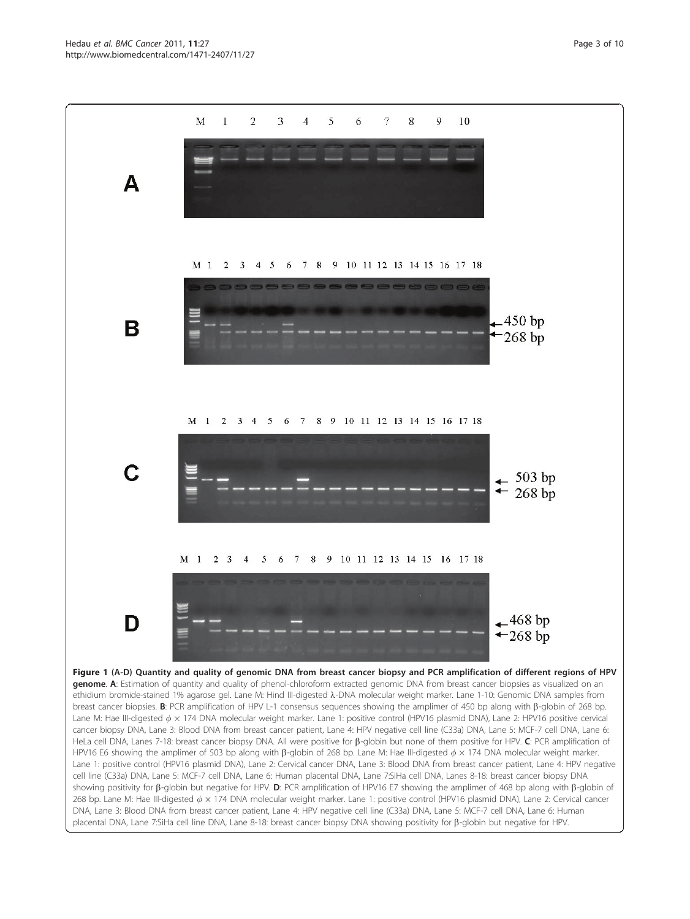**Figure 1 (A-D) Quantity and quality of genomic DNA from breast cancer biopsy and PCR amplification of different regions of HPV genome**. **A**: Estimation of quantity and quality of phenol-chloroform extracted genomic DNA from breast cancer biopsies as visualized on an ethidium bromide-stained 1% agarose gel. Lane M: Hind III-digested λ-DNA molecular weight marker. Lane 1-10: Genomic DNA samples from breast cancer biopsies. **B**: PCR amplification of HPV L-1 consensus sequences showing the amplimer of 450 bp along with β-globin of 268 bp. Lane M: Hae III-digested $\phi \times 174$ DNA molecular weight marker. Lane 1: positive control (HPV16 plasmid DNA), Lane 2: HPV16 positive cervical cancer biopsy DNA, Lane 3: Blood DNA from breast cancer patient, Lane 4: HPV negative cell line (C33a) DNA, Lane 5: MCF-7 cell DNA, Lane 6: HeLa cell DNA, Lanes 7-18: breast cancer biopsy DNA. All were positive for β-globin but none of them positive for HPV. **C**: PCR amplification of HPV16 E6 showing the amplimer of 503 bp along with β-globin of 268 bp. Lane M: Hae III-digested $\phi \times 174$ DNA molecular weight marker. Lane 1: positive control (HPV16 plasmid DNA), Lane 2: Cervical cancer DNA, Lane 3: Blood DNA from breast cancer patient, Lane 4: HPV negative cell line (C33a) DNA, Lane 5: MCF-7 cell DNA, Lane 6: Human placental DNA, Lane 7:SiHa cell DNA, Lanes 8-18: breast cancer biopsy DNA showing positivity for β-globin but negative for HPV. **D**: PCR amplification of HPV16 E7 showing the amplimer of 468 bp along with β-globin of 268 bp. Lane M: Hae III-digested $\phi \times 174$ DNA molecular weight marker. Lane 1: positive control (HPV16 plasmid DNA), Lane 2: Cervical cancer DNA, Lane 3: Blood DNA from breast cancer patient, Lane 4: HPV negative cell line (C33a) DNA, Lane 5: MCF-7 cell DNA, Lane 6: Human placental DNA, Lane 7:SiHa cell line DNA, Lane 8-18: breast cancer biopsy DNA showing positivity for β-globin but negative for HPV.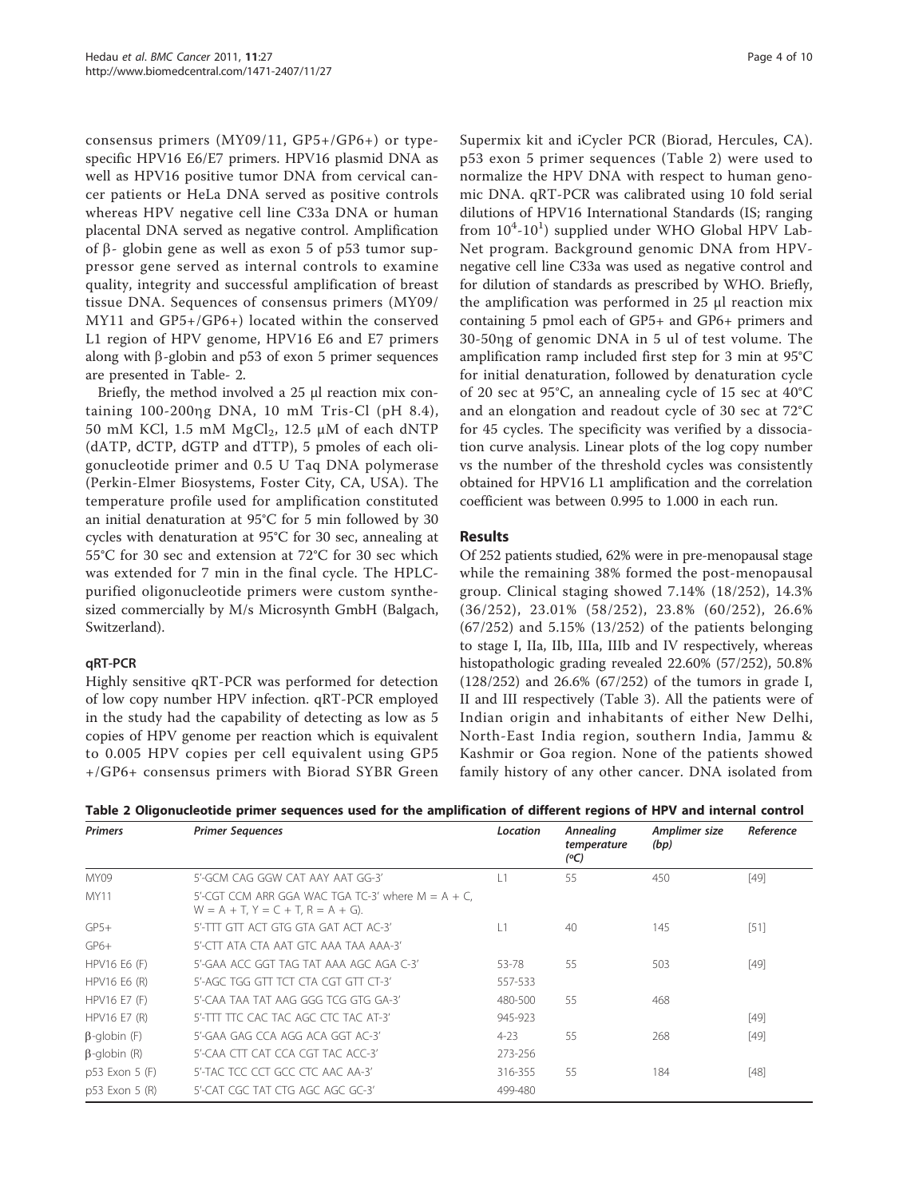consensus primers (MY09/11, GP5+/GP6+) or type-specific HPV16 E6/E7 primers. HPV16 plasmid DNA as well as HPV16 positive tumor DNA from cervical cancer patients or HeLa DNA served as positive controls whereas HPV negative cell line C33a DNA or human placental DNA served as negative control. Amplification of β- globin gene as well as exon 5 of p53 tumor suppressor gene served as internal controls to examine quality, integrity and successful amplification of breast tissue DNA. Sequences of consensus primers (MY09/MY11 and GP5+/GP6+) located within the conserved L1 region of HPV genome, HPV16 E6 and E7 primers along with β-globin and p53 of exon 5 primer sequences are presented in Table- 2.

Briefly, the method involved a 25 μl reaction mix containing 100-200ηg DNA, 10 mM Tris-Cl (pH 8.4), 50 mM KCl, 1.5 mM $MgCl_2$, 12.5 μM of each dNTP (dATP, dCTP, dGTP and dTTP), 5 pmoles of each oligonucleotide primer and 0.5 U Taq DNA polymerase (Perkin-Elmer Biosystems, Foster City, CA, USA). The temperature profile used for amplification constituted an initial denaturation at 95°C for 5 min followed by 30 cycles with denaturation at 95°C for 30 sec, annealing at 55°C for 30 sec and extension at 72°C for 30 sec which was extended for 7 min in the final cycle. The HPLC-purified oligonucleotide primers were custom synthesized commercially by M/s Microsynth GmbH (Balgach, Switzerland).

### qRT-PCR

Highly sensitive qRT-PCR was performed for detection of low copy number HPV infection. qRT-PCR employed in the study had the capability of detecting as low as 5 copies of HPV genome per reaction which is equivalent to 0.005 HPV copies per cell equivalent using GP5+/GP6+ consensus primers with Biorad SYBR Green Supermix kit and iCycler PCR (Biorad, Hercules, CA). p53 exon 5 primer sequences (Table 2) were used to normalize the HPV DNA with respect to human genomic DNA. qRT-PCR was calibrated using 10 fold serial dilutions of HPV16 International Standards (IS; ranging from $10^4$-$10^1$) supplied under WHO Global HPV LabNet program. Background genomic DNA from HPV-negative cell line C33a was used as negative control and for dilution of standards as prescribed by WHO. Briefly, the amplification was performed in 25 μl reaction mix containing 5 pmol each of GP5+ and GP6+ primers and 30-50ηg of genomic DNA in 5 ul of test volume. The amplification ramp included first step for 3 min at 95°C for initial denaturation, followed by denaturation cycle of 20 sec at 95°C, an annealing cycle of 15 sec at 40°C and an elongation and readout cycle of 30 sec at 72°C for 45 cycles. The specificity was verified by a dissociation curve analysis. Linear plots of the log copy number vs the number of the threshold cycles was consistently obtained for HPV16 L1 amplification and the correlation coefficient was between 0.995 to 1.000 in each run.

## Results

Of 252 patients studied, 62% were in pre-menopausal stage while the remaining 38% formed the post-menopausal group. Clinical staging showed 7.14% (18/252), 14.3% (36/252), 23.01% (58/252), 23.8% (60/252), 26.6% (67/252) and 5.15% (13/252) of the patients belonging to stage I, IIa, IIb, IIIa, IIIb and IV respectively, whereas histopathologic grading revealed 22.60% (57/252), 50.8% (128/252) and 26.6% (67/252) of the tumors in grade I, II and III respectively (Table 3). All the patients were of Indian origin and inhabitants of either New Delhi, North-East India region, southern India, Jammu & Kashmir or Goa region. None of the patients showed family history of any other cancer. DNA isolated from

**Table 2 Oligonucleotide primer sequences used for the amplification of different regions of HPV and internal control**

| Primers | Primer Sequences | Location | Annealing temperature (°C) | Amplimer size (bp) | Reference |
|---|---|---|---|---|---|
| MY09 | 5'-GCM CAG GGW CAT AAY AAT GG-3' | L1 | 55 | 450 | [49] |
| MY11 | 5'-CGT CCM ARR GGA WAC TGA TC-3' where M = A + C, W = A + T, Y = C + T, R = A + G). | | | | |
| GP5+ | 5'-TTT GTT ACT GTG GTA GAT ACT AC-3' | L1 | 40 | 145 | [51] |
| GP6+ | 5'-CTT ATA CTA AAT GTC AAA TAA AAA-3' | | | | |
| HPV16 E6 (F) | 5'-GAA ACC GGT TAG TAT AAA AGC AGA C-3' | 53-78 | 55 | 503 | [49] |
| HPV16 E6 (R) | 5'-AGC TGG GTT TCT CTA CGT GTT CT-3' | 557-533 | | | |
| HPV16 E7 (F) | 5'-CAA TAA TAT AAG GGG TCG GTG GA-3' | 480-500 | 55 | 468 | |
| HPV16 E7 (R) | 5'-TTT TTC CAC TAC AGC CTC TAC AT-3' | 945-923 | | | [49] |
| β-globin (F) | 5'-GAA GAG CCA AGG ACA GGT AC-3' | 4-23 | 55 | 268 | [49] |
| β-globin (R) | 5'-CAA CTT CAT CCA CGT TAC ACC-3' | 273-256 | | | |
| p53 Exon 5 (F) | 5'-TAC TCC CCT GCC CTC AAC AA-3' | 316-355 | 55 | 184 | [48] |
| p53 Exon 5 (R) | 5'-CAT CGC TAT CTG AGC AGC GC-3' | 499-480 | | | |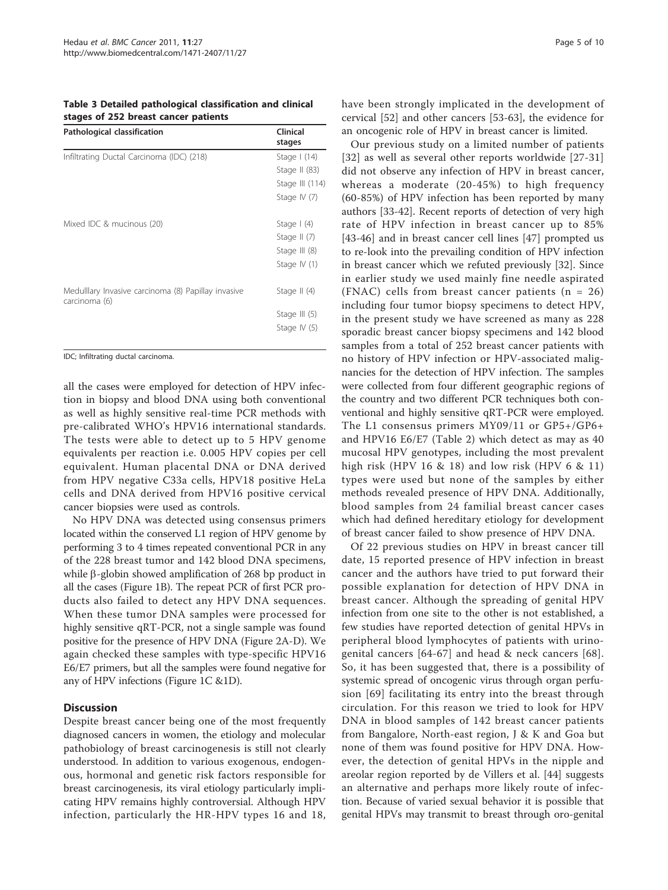**Table 3 Detailed pathological classification and clinical stages of 252 breast cancer patients**

| Pathological classification | Clinical stages |
|---|---|
| Infiltrating Ductal Carcinoma (IDC) (218) | Stage I (14) |
| | Stage II (83) |
| | Stage III (114) |
| | Stage IV (7) |
| Mixed IDC & mucinous (20) | Stage I (4) |
| | Stage II (7) |
| | Stage III (8) |
| | Stage IV (1) |
| Medulllary Invasive carcinoma (8) Papillay invasive carcinoma (6) | Stage II (4) |
| | Stage III (5) |
| | Stage IV (5) |

IDC; Infiltrating ductal carcinoma.

all the cases were employed for detection of HPV infection in biopsy and blood DNA using both conventional as well as highly sensitive real-time PCR methods with pre-calibrated WHO's HPV16 international standards. The tests were able to detect up to 5 HPV genome equivalents per reaction i.e. 0.005 HPV copies per cell equivalent. Human placental DNA or DNA derived from HPV negative C33a cells, HPV18 positive HeLa cells and DNA derived from HPV16 positive cervical cancer biopsies were used as controls.

No HPV DNA was detected using consensus primers located within the conserved L1 region of HPV genome by performing 3 to 4 times repeated conventional PCR in any of the 228 breast tumor and 142 blood DNA specimens, while β-globin showed amplification of 268 bp product in all the cases (Figure 1B). The repeat PCR of first PCR products also failed to detect any HPV DNA sequences. When these tumor DNA samples were processed for highly sensitive qRT-PCR, not a single sample was found positive for the presence of HPV DNA (Figure 2A-D). We again checked these samples with type-specific HPV16 E6/E7 primers, but all the samples were found negative for any of HPV infections (Figure 1C &1D).

## Discussion

Despite breast cancer being one of the most frequently diagnosed cancers in women, the etiology and molecular pathobiology of breast carcinogenesis is still not clearly understood. In addition to various exogenous, endogenous, hormonal and genetic risk factors responsible for breast carcinogenesis, its viral etiology particularly implicating HPV remains highly controversial. Although HPV infection, particularly the HR-HPV types 16 and 18, have been strongly implicated in the development of cervical [52] and other cancers [53-63], the evidence for an oncogenic role of HPV in breast cancer is limited.

Our previous study on a limited number of patients [32] as well as several other reports worldwide [27-31] did not observe any infection of HPV in breast cancer, whereas a moderate (20-45%) to high frequency (60-85%) of HPV infection has been reported by many authors [33-42]. Recent reports of detection of very high rate of HPV infection in breast cancer up to 85% [43-46] and in breast cancer cell lines [47] prompted us to re-look into the prevailing condition of HPV infection in breast cancer which we refuted previously [32]. Since in earlier study we used mainly fine needle aspirated (FNAC) cells from breast cancer patients (n = 26) including four tumor biopsy specimens to detect HPV, in the present study we have screened as many as 228 sporadic breast cancer biopsy specimens and 142 blood samples from a total of 252 breast cancer patients with no history of HPV infection or HPV-associated malignancies for the detection of HPV infection. The samples were collected from four different geographic regions of the country and two different PCR techniques both conventional and highly sensitive qRT-PCR were employed. The L1 consensus primers MY09/11 or GP5+/GP6+ and HPV16 E6/E7 (Table 2) which detect as may as 40 mucosal HPV genotypes, including the most prevalent high risk (HPV 16 & 18) and low risk (HPV 6 & 11) types were used but none of the samples by either methods revealed presence of HPV DNA. Additionally, blood samples from 24 familial breast cancer cases which had defined hereditary etiology for development of breast cancer failed to show presence of HPV DNA.

Of 22 previous studies on HPV in breast cancer till date, 15 reported presence of HPV infection in breast cancer and the authors have tried to put forward their possible explanation for detection of HPV DNA in breast cancer. Although the spreading of genital HPV infection from one site to the other is not established, a few studies have reported detection of genital HPVs in peripheral blood lymphocytes of patients with urinogenital cancers [64-67] and head & neck cancers [68]. So, it has been suggested that, there is a possibility of systemic spread of oncogenic virus through organ perfusion [69] facilitating its entry into the breast through circulation. For this reason we tried to look for HPV DNA in blood samples of 142 breast cancer patients from Bangalore, North-east region, J & K and Goa but none of them was found positive for HPV DNA. However, the detection of genital HPVs in the nipple and areolar region reported by de Villers et al. [44] suggests an alternative and perhaps more likely route of infection. Because of varied sexual behavior it is possible that genital HPVs may transmit to breast through oro-genital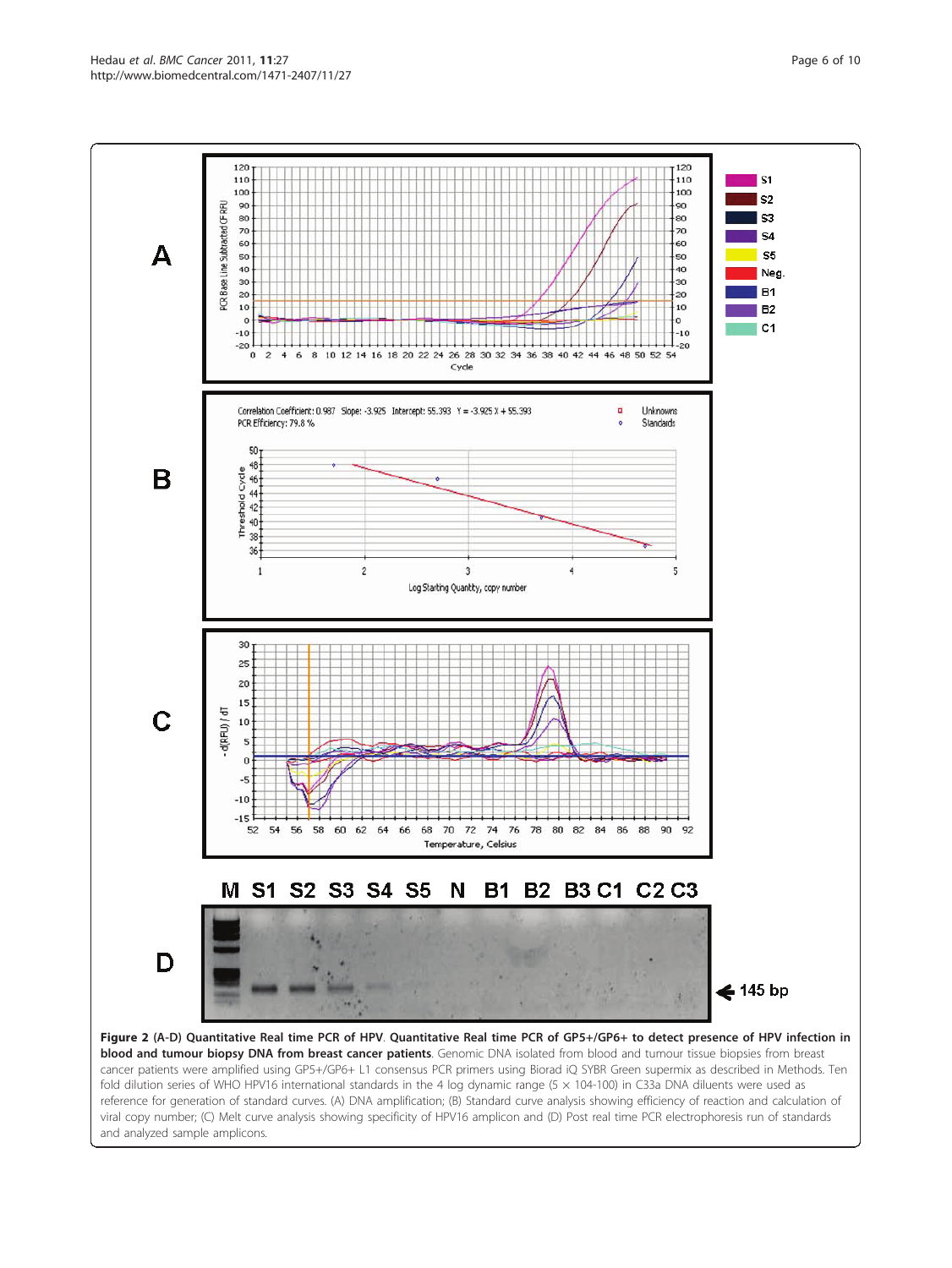**Figure 2 (A-D) Quantitative Real time PCR of HPV. Quantitative Real time PCR of GP5+/GP6+ to detect presence of HPV infection in blood and tumour biopsy DNA from breast cancer patients**. Genomic DNA isolated from blood and tumour tissue biopsies from breast cancer patients were amplified using GP5+/GP6+ L1 consensus PCR primers using Biorad iQ SYBR Green supermix as described in Methods. Ten fold dilution series of WHO HPV16 international standards in the 4 log dynamic range (5 × 104-100) in C33a DNA diluents were used as reference for generation of standard curves. (A) DNA amplification; (B) Standard curve analysis showing efficiency of reaction and calculation of viral copy number; (C) Melt curve analysis showing specificity of HPV16 amplicon and (D) Post real time PCR electrophoresis run of standards and analyzed sample amplicons.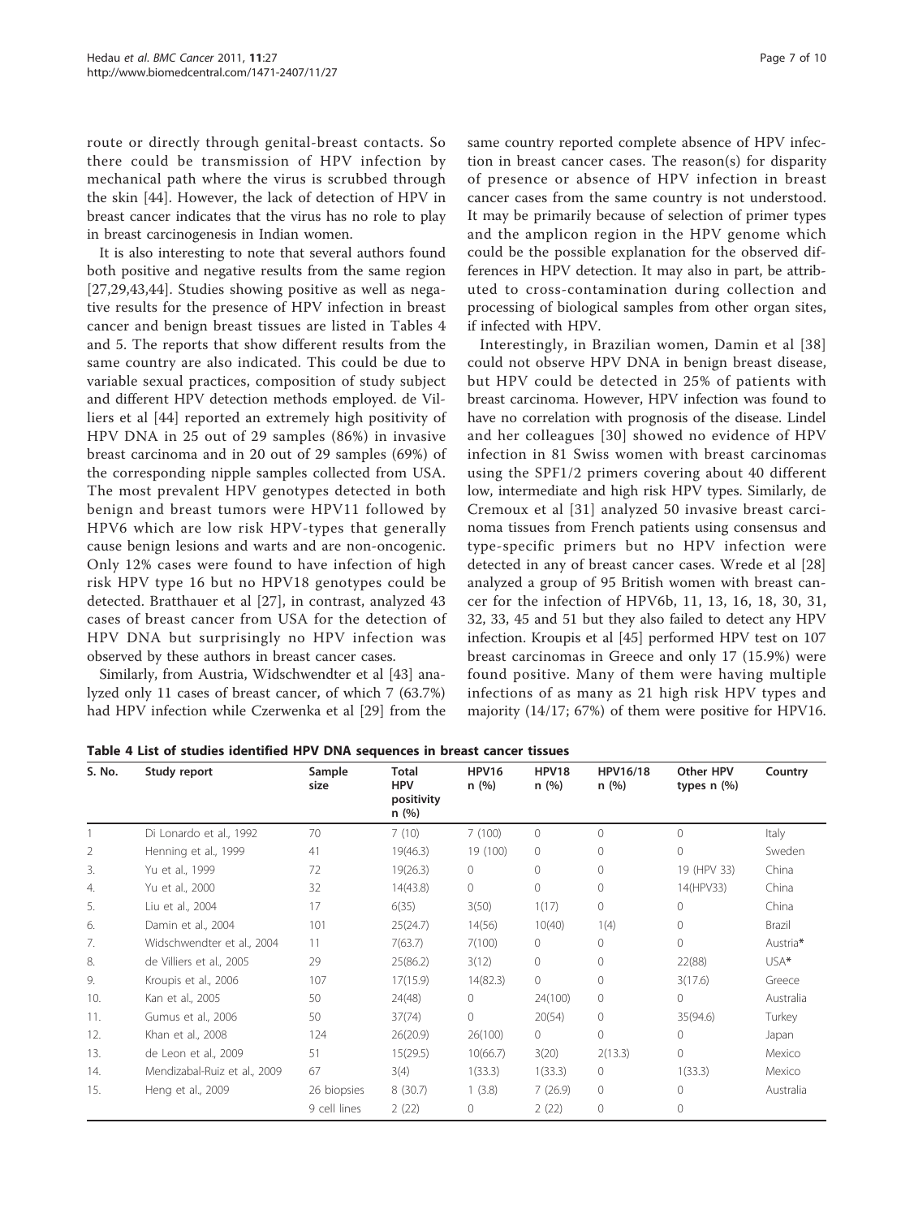route or directly through genital-breast contacts. So there could be transmission of HPV infection by mechanical path where the virus is scrubbed through the skin [44]. However, the lack of detection of HPV in breast cancer indicates that the virus has no role to play in breast carcinogenesis in Indian women.

It is also interesting to note that several authors found both positive and negative results from the same region [27,29,43,44]. Studies showing positive as well as negative results for the presence of HPV infection in breast cancer and benign breast tissues are listed in Tables 4 and 5. The reports that show different results from the same country are also indicated. This could be due to variable sexual practices, composition of study subject and different HPV detection methods employed. de Villiers et al [44] reported an extremely high positivity of HPV DNA in 25 out of 29 samples (86%) in invasive breast carcinoma and in 20 out of 29 samples (69%) of the corresponding nipple samples collected from USA. The most prevalent HPV genotypes detected in both benign and breast tumors were HPV11 followed by HPV6 which are low risk HPV-types that generally cause benign lesions and warts and are non-oncogenic. Only 12% cases were found to have infection of high risk HPV type 16 but no HPV18 genotypes could be detected. Bratthauer et al [27], in contrast, analyzed 43 cases of breast cancer from USA for the detection of HPV DNA but surprisingly no HPV infection was observed by these authors in breast cancer cases.

Similarly, from Austria, Widschwendter et al [43] analyzed only 11 cases of breast cancer, of which 7 (63.7%) had HPV infection while Czerwenka et al [29] from the same country reported complete absence of HPV infection in breast cancer cases. The reason(s) for disparity of presence or absence of HPV infection in breast cancer cases from the same country is not understood. It may be primarily because of selection of primer types and the amplicon region in the HPV genome which could be the possible explanation for the observed differences in HPV detection. It may also in part, be attributed to cross-contamination during collection and processing of biological samples from other organ sites, if infected with HPV.

Interestingly, in Brazilian women, Damin et al [38] could not observe HPV DNA in benign breast disease, but HPV could be detected in 25% of patients with breast carcinoma. However, HPV infection was found to have no correlation with prognosis of the disease. Lindel and her colleagues [30] showed no evidence of HPV infection in 81 Swiss women with breast carcinomas using the SPF1/2 primers covering about 40 different low, intermediate and high risk HPV types. Similarly, de Cremoux et al [31] analyzed 50 invasive breast carcinoma tissues from French patients using consensus and type-specific primers but no HPV infection were detected in any of breast cancer cases. Wrede et al [28] analyzed a group of 95 British women with breast cancer for the infection of HPV6b, 11, 13, 16, 18, 30, 31, 32, 33, 45 and 51 but they also failed to detect any HPV infection. Kroupis et al [45] performed HPV test on 107 breast carcinomas in Greece and only 17 (15.9%) were found positive. Many of them were having multiple infections of as many as 21 high risk HPV types and majority (14/17; 67%) of them were positive for HPV16.

**Table 4 List of studies identified HPV DNA sequences in breast cancer tissues**

| S. No. | Study report | Sample size | Total HPV positivity n (%) | HPV16 n (%) | HPV18 n (%) | HPV16/18 n (%) | Other HPV types n (%) | Country |
|---|---|---|---|---|---|---|---|---|
| 1 | Di Lonardo et al., 1992 | 70 | 7 (10) | 7 (100) | 0 | 0 | 0 | Italy |
| 2 | Henning et al., 1999 | 41 | 19(46.3) | 19 (100) | 0 | 0 | 0 | Sweden |
| 3. | Yu et al., 1999 | 72 | 19(26.3) | 0 | 0 | 0 | 19 (HPV 33) | China |
| 4. | Yu et al., 2000 | 32 | 14(43.8) | 0 | 0 | 0 | 14(HPV33) | China |
| 5. | Liu et al., 2004 | 17 | 6(35) | 3(50) | 1(17) | 0 | 0 | China |
| 6. | Damin et al., 2004 | 101 | 25(24.7) | 14(56) | 10(40) | 1(4) | 0 | Brazil |
| 7. | Widschwendter et al., 2004 | 11 | 7(63.7) | 7(100) | 0 | 0 | 0 | Austria* |
| 8. | de Villiers et al., 2005 | 29 | 25(86.2) | 3(12) | 0 | 0 | 22(88) | USA* |
| 9. | Kroupis et al., 2006 | 107 | 17(15.9) | 14(82.3) | 0 | 0 | 3(17.6) | Greece |
| 10. | Kan et al., 2005 | 50 | 24(48) | 0 | 24(100) | 0 | 0 | Australia |
| 11. | Gumus et al., 2006 | 50 | 37(74) | 0 | 20(54) | 0 | 35(94.6) | Turkey |
| 12. | Khan et al., 2008 | 124 | 26(20.9) | 26(100) | 0 | 0 | 0 | Japan |
| 13. | de Leon et al., 2009 | 51 | 15(29.5) | 10(66.7) | 3(20) | 2(13.3) | 0 | Mexico |
| 14. | Mendizabal-Ruiz et al., 2009 | 67 | 3(4) | 1(33.3) | 1(33.3) | 0 | 1(33.3) | Mexico |
| 15. | Heng et al., 2009 | 26 biopsies | 8 (30.7) | 1 (3.8) | 7 (26.9) | 0 | 0 | Australia |
| | | 9 cell lines | 2 (22) | 0 | 2 (22) | 0 | 0 | |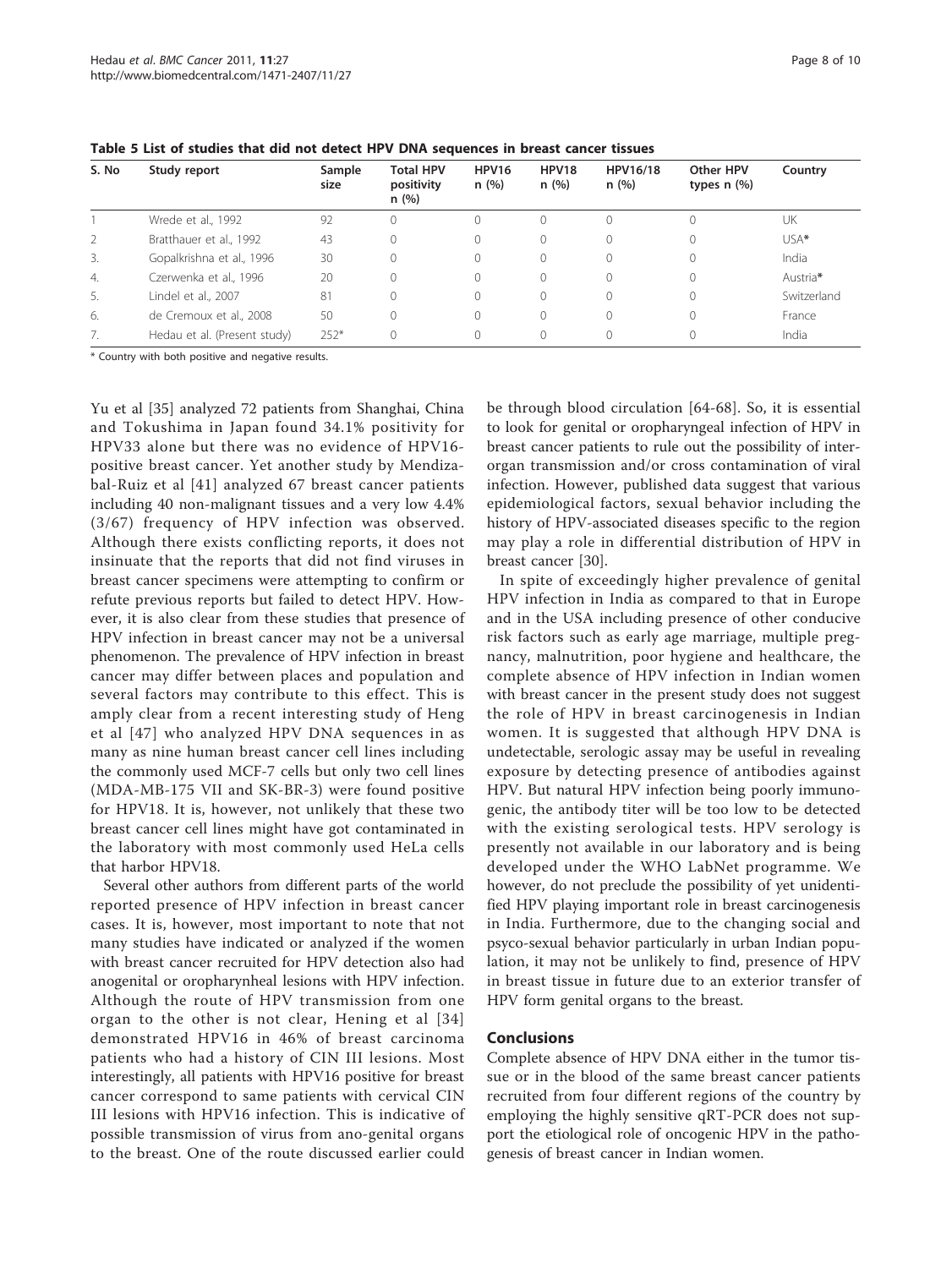**Table 5 List of studies that did not detect HPV DNA sequences in breast cancer tissues**

| S. No | Study report | Sample size | Total HPV positivity n (%) | HPV16 n (%) | HPV18 n (%) | HPV16/18 n (%) | Other HPV types n (%) | Country |
|---|---|---|---|---|---|---|---|---|
| 1 | Wrede et al., 1992 | 92 | 0 | 0 | 0 | 0 | 0 | UK |
| 2 | Bratthauer et al., 1992 | 43 | 0 | 0 | 0 | 0 | 0 | USA* |
| 3. | Gopalkrishna et al., 1996 | 30 | 0 | 0 | 0 | 0 | 0 | India |
| 4. | Czerwenka et al., 1996 | 20 | 0 | 0 | 0 | 0 | 0 | Austria* |
| 5. | Lindel et al., 2007 | 81 | 0 | 0 | 0 | 0 | 0 | Switzerland |
| 6. | de Cremoux et al., 2008 | 50 | 0 | 0 | 0 | 0 | 0 | France |
| 7. | Hedau et al. (Present study) | 252* | 0 | 0 | 0 | 0 | 0 | India |

* Country with both positive and negative results.

Yu et al [35] analyzed 72 patients from Shanghai, China and Tokushima in Japan found 34.1% positivity for HPV33 alone but there was no evidence of HPV16-positive breast cancer. Yet another study by Mendizabal-Ruiz et al [41] analyzed 67 breast cancer patients including 40 non-malignant tissues and a very low 4.4% (3/67) frequency of HPV infection was observed. Although there exists conflicting reports, it does not insinuate that the reports that did not find viruses in breast cancer specimens were attempting to confirm or refute previous reports but failed to detect HPV. However, it is also clear from these studies that presence of HPV infection in breast cancer may not be a universal phenomenon. The prevalence of HPV infection in breast cancer may differ between places and population and several factors may contribute to this effect. This is amply clear from a recent interesting study of Heng et al [47] who analyzed HPV DNA sequences in as many as nine human breast cancer cell lines including the commonly used MCF-7 cells but only two cell lines (MDA-MB-175 VII and SK-BR-3) were found positive for HPV18. It is, however, not unlikely that these two breast cancer cell lines might have got contaminated in the laboratory with most commonly used HeLa cells that harbor HPV18.

Several other authors from different parts of the world reported presence of HPV infection in breast cancer cases. It is, however, most important to note that not many studies have indicated or analyzed if the women with breast cancer recruited for HPV detection also had anogenital or oropharynheal lesions with HPV infection. Although the route of HPV transmission from one organ to the other is not clear, Hening et al [34] demonstrated HPV16 in 46% of breast carcinoma patients who had a history of CIN III lesions. Most interestingly, all patients with HPV16 positive for breast cancer correspond to same patients with cervical CIN III lesions with HPV16 infection. This is indicative of possible transmission of virus from ano-genital organs to the breast. One of the route discussed earlier could be through blood circulation [64-68]. So, it is essential to look for genital or oropharyngeal infection of HPV in breast cancer patients to rule out the possibility of inter-organ transmission and/or cross contamination of viral infection. However, published data suggest that various epidemiological factors, sexual behavior including the history of HPV-associated diseases specific to the region may play a role in differential distribution of HPV in breast cancer [30].

In spite of exceedingly higher prevalence of genital HPV infection in India as compared to that in Europe and in the USA including presence of other conducive risk factors such as early age marriage, multiple pregnancy, malnutrition, poor hygiene and healthcare, the complete absence of HPV infection in Indian women with breast cancer in the present study does not suggest the role of HPV in breast carcinogenesis in Indian women. It is suggested that although HPV DNA is undetectable, serologic assay may be useful in revealing exposure by detecting presence of antibodies against HPV. But natural HPV infection being poorly immunogenic, the antibody titer will be too low to be detected with the existing serological tests. HPV serology is presently not available in our laboratory and is being developed under the WHO LabNet programme. We however, do not preclude the possibility of yet unidentified HPV playing important role in breast carcinogenesis in India. Furthermore, due to the changing social and psyco-sexual behavior particularly in urban Indian population, it may not be unlikely to find, presence of HPV in breast tissue in future due to an exterior transfer of HPV form genital organs to the breast.

## Conclusions

Complete absence of HPV DNA either in the tumor tissue or in the blood of the same breast cancer patients recruited from four different regions of the country by employing the highly sensitive qRT-PCR does not support the etiological role of oncogenic HPV in the pathogenesis of breast cancer in Indian women.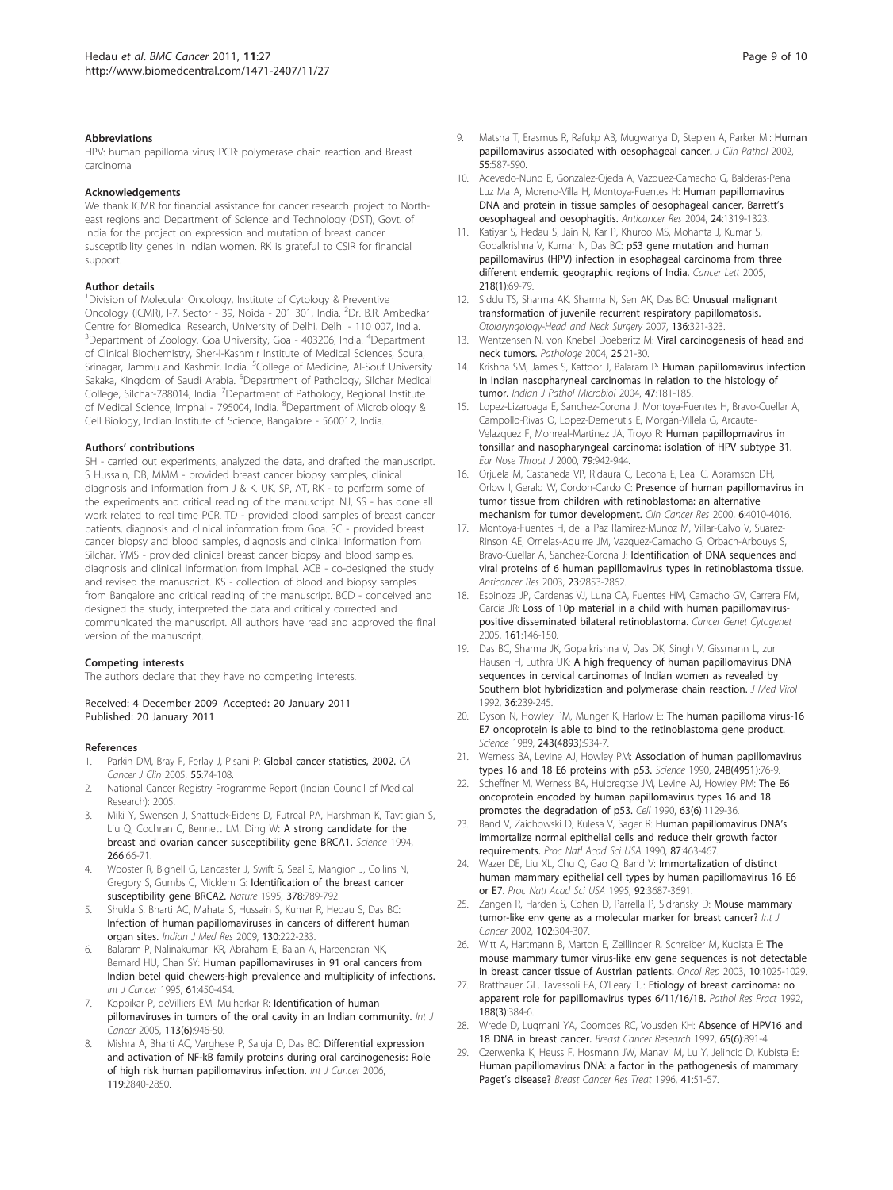### Abbreviations

HPV: human papilloma virus; PCR: polymerase chain reaction and Breast carcinoma

### Acknowledgements

We thank ICMR for financial assistance for cancer research project to North-east regions and Department of Science and Technology (DST), Govt. of India for the project on expression and mutation of breast cancer susceptibility genes in Indian women. RK is grateful to CSIR for financial support.

### Author details

[1]Division of Molecular Oncology, Institute of Cytology & Preventive Oncology (ICMR), I-7, Sector - 39, Noida - 201 301, India. [2]Dr. B.R. Ambedkar Centre for Biomedical Research, University of Delhi, Delhi - 110 007, India. [3]Department of Zoology, Goa University, Goa - 403206, India. [4]Department of Clinical Biochemistry, Sher-I-Kashmir Institute of Medical Sciences, Soura, Srinagar, Jammu and Kashmir, India. [5]College of Medicine, Al-Souf University Sakaka, Kingdom of Saudi Arabia. [6]Department of Pathology, Silchar Medical College, Silchar-788014, India. [7]Department of Pathology, Regional Institute of Medical Science, Imphal - 795004, India. [8]Department of Microbiology & Cell Biology, Indian Institute of Science, Bangalore - 560012, India.

### Authors' contributions

SH - carried out experiments, analyzed the data, and drafted the manuscript. S Hussain, DB, MMM - provided breast cancer biopsy samples, clinical diagnosis and information from J & K. UK, SP, AT, RK - to perform some of the experiments and critical reading of the manuscript. NJ, SS - has done all work related to real time PCR. TD - provided blood samples of breast cancer patients, diagnosis and clinical information from Goa. SC - provided breast cancer biopsy and blood samples, diagnosis and clinical information from Silchar. YMS - provided clinical breast cancer biopsy and blood samples, diagnosis and clinical information from Imphal. ACB - co-designed the study and revised the manuscript. KS - collection of blood and biopsy samples from Bangalore and critical reading of the manuscript. BCD - conceived and designed the study, interpreted the data and critically corrected and communicated the manuscript. All authors have read and approved the final version of the manuscript.

### Competing interests

The authors declare that they have no competing interests.

Received: 4 December 2009 Accepted: 20 January 2011
Published: 20 January 2011

### References

1. Parkin DM, Bray F, Ferlay J, Pisani P: **Global cancer statistics, 2002.** *CA Cancer J Clin* 2005, **55**:74-108.
2. National Cancer Registry Programme Report (Indian Council of Medical Research): 2005.
3. Miki Y, Swensen J, Shattuck-Eidens D, Futreal PA, Harshman K, Tavtigian S, Liu Q, Cochran C, Bennett LM, Ding W: **A strong candidate for the breast and ovarian cancer susceptibility gene BRCA1.** *Science* 1994, **266**:66-71.
4. Wooster R, Bignell G, Lancaster J, Swift S, Seal S, Mangion J, Collins N, Gregory S, Gumbs C, Micklem G: **Identification of the breast cancer susceptibility gene BRCA2.** *Nature* 1995, **378**:789-792.
5. Shukla S, Bharti AC, Mahata S, Hussain S, Kumar R, Hedau S, Das BC: **Infection of human papillomaviruses in cancers of different human organ sites.** *Indian J Med Res* 2009, **130**:222-233.
6. Balaram P, Nalinakumari KR, Abraham E, Balan A, Hareendran NK, Bernard HU, Chan SY: **Human papillomaviruses in 91 oral cancers from Indian betel quid chewers-high prevalence and multiplicity of infections.** *Int J Cancer* 1995, **61**:450-454.
7. Koppikar P, deVilliers EM, Mulherkar R: **Identification of human pillomaviruses in tumors of the oral cavity in an Indian community.** *Int J Cancer* 2005, **113(6)**:946-50.
8. Mishra A, Bharti AC, Varghese P, Saluja D, Das BC: **Differential expression and activation of NF-kB family proteins during oral carcinogenesis: Role of high risk human papillomavirus infection.** *Int J Cancer* 2006, **119**:2840-2850.
9. Matsha T, Erasmus R, Rafukp AB, Mugwanya D, Stepien A, Parker MI: **Human papillomavirus associated with oesophageal cancer.** *J Clin Pathol* 2002, **55**:587-590.
10. Acevedo-Nuno E, Gonzalez-Ojeda A, Vazquez-Camacho G, Balderas-Pena Luz Ma A, Moreno-Villa H, Montoya-Fuentes H: **Human papillomavirus DNA and protein in tissue samples of oesophageal cancer, Barrett's oesophageal and oesophagitis.** *Anticancer Res* 2004, **24**:1319-1323.
11. Katiyar S, Hedau S, Jain N, Kar P, Khuroo MS, Mohanta J, Kumar S, Gopalkrishna V, Kumar N, Das BC: **p53 gene mutation and human papillomavirus (HPV) infection in esophageal carcinoma from three different endemic geographic regions of India.** *Cancer Lett* 2005, **218(1)**:69-79.
12. Siddu TS, Sharma AK, Sharma N, Sen AK, Das BC: **Unusual malignant transformation of juvenile recurrent respiratory papillomatosis.** *Otolaryngology-Head and Neck Surgery* 2007, **136**:321-323.
13. Wentzensen N, von Knebel Doeberitz M: **Viral carcinogenesis of head and neck tumors.** *Pathologe* 2004, **25**:21-30.
14. Krishna SM, James S, Kattoor J, Balaram P: **Human papillomavirus infection in Indian nasopharyneal carcinomas in relation to the histology of tumor.** *Indian J Pathol Microbiol* 2004, **47**:181-185.
15. Lopez-Lizaroaga E, Sanchez-Corona J, Montoya-Fuentes H, Bravo-Cuellar A, Campollo-Rivas O, Lopez-Demerutis E, Morgan-Villela G, Arcaute-Velazquez F, Monreal-Martinez JA, Troyo R: **Human papillopmavirus in tonsillar and nasopharyngeal carcinoma: isolation of HPV subtype 31.** *Ear Nose Throat J* 2000, **79**:942-944.
16. Orjuela M, Castaneda VP, Ridaura C, Lecona E, Leal C, Abramson DH, Orlow I, Gerald W, Cordon-Cardo C: **Presence of human papillomavirus in tumor tissue from children with retinoblastoma: an alternative mechanism for tumor development.** *Clin Cancer Res* 2000, **6**:4010-4016.
17. Montoya-Fuentes H, de la Paz Ramirez-Munoz M, Villar-Calvo V, Suarez-Rinson AE, Ornelas-Aguirre JM, Vazquez-Camacho G, Orbach-Arbouys S, Bravo-Cuellar A, Sanchez-Corona J: **Identification of DNA sequences and viral proteins of 6 human papillomavirus types in retinoblastoma tissue.** *Anticancer Res* 2003, **23**:2853-2862.
18. Espinoza JP, Cardenas VJ, Luna CA, Fuentes HM, Camacho GV, Carrera FM, Garcia JR: **Loss of 10p material in a child with human papillomavirus-positive disseminated bilateral retinoblastoma.** *Cancer Genet Cytogenet* 2005, **161**:146-150.
19. Das BC, Sharma JK, Gopalkrishna V, Das DK, Singh V, Gissmann L, zur Hausen H, Luthra UK: **A high frequency of human papillomavirus DNA sequences in cervical carcinomas of Indian women as revealed by Southern blot hybridization and polymerase chain reaction.** *J Med Virol* 1992, **36**:239-245.
20. Dyson N, Howley PM, Munger K, Harlow E: **The human papilloma virus-16 E7 oncoprotein is able to bind to the retinoblastoma gene product.** *Science* 1989, **243(4893)**:934-7.
21. Werness BA, Levine AJ, Howley PM: **Association of human papillomavirus types 16 and 18 E6 proteins with p53.** *Science* 1990, **248(4951)**:76-9.
22. Scheffner M, Werness BA, Huibregtse JM, Levine AJ, Howley PM: **The E6 oncoprotein encoded by human papillomavirus types 16 and 18 promotes the degradation of p53.** *Cell* 1990, **63(6)**:1129-36.
23. Band V, Zaichowski D, Kulesa V, Sager R: **Human papillomavirus DNA's immortalize normal epithelial cells and reduce their growth factor requirements.** *Proc Natl Acad Sci USA* 1990, **87**:463-467.
24. Wazer DE, Liu XL, Chu Q, Gao Q, Band V: **Immortalization of distinct human mammary epithelial cell types by human papillomavirus 16 E6 or E7.** *Proc Natl Acad Sci USA* 1995, **92**:3687-3691.
25. Zangen R, Harden S, Cohen D, Parrella P, Sidransky D: **Mouse mammary tumor-like env gene as a molecular marker for breast cancer?** *Int J Cancer* 2002, **102**:304-307.
26. Witt A, Hartmann B, Marton E, Zeillinger R, Schreiber M, Kubista E: **The mouse mammary tumor virus-like env gene sequences is not detectable in breast cancer tissue of Austrian patients.** *Oncol Rep* 2003, **10**:1025-1029.
27. Bratthauer GL, Tavassoli FA, O'Leary TJ: **Etiology of breast carcinoma: no apparent role for papillomavirus types 6/11/16/18.** *Pathol Res Pract* 1992, **188(3)**:384-6.
28. Wrede D, Luqmani YA, Coombes RC, Vousden KH: **Absence of HPV16 and 18 DNA in breast cancer.** *Breast Cancer Research* 1992, **65(6)**:891-4.
29. Czerwenka K, Heuss F, Hosmann JW, Manavi M, Lu Y, Jelincic D, Kubista E: **Human papillomavirus DNA: a factor in the pathogenesis of mammary Paget's disease?** *Breast Cancer Res Treat* 1996, **41**:51-57.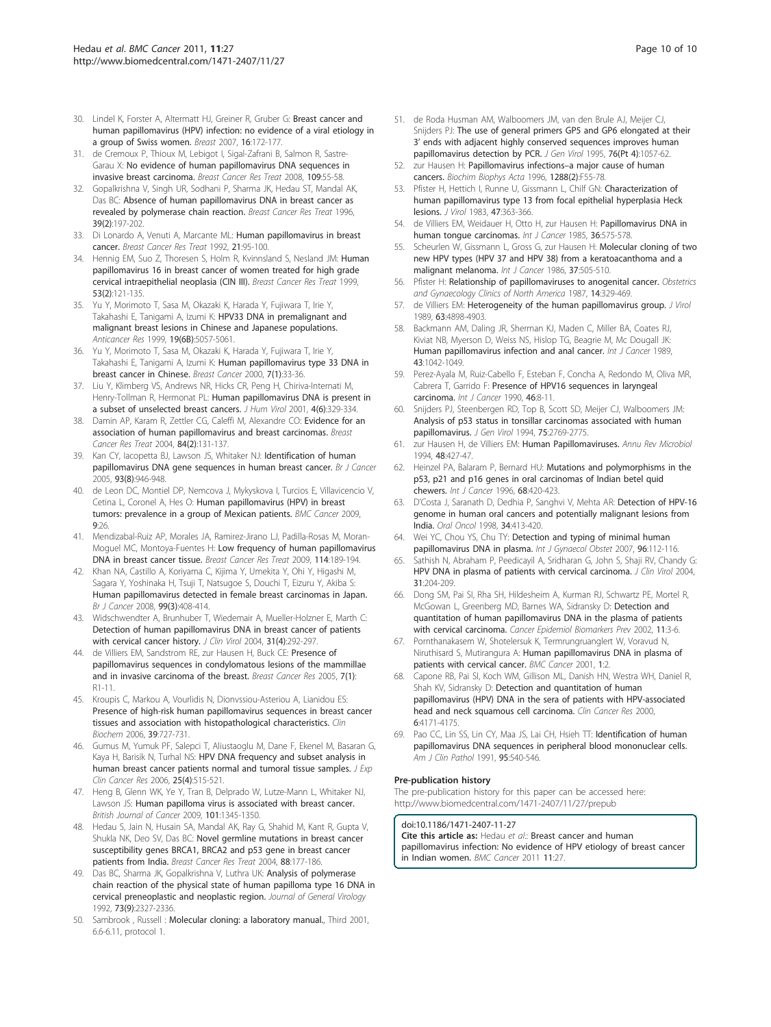30. Lindel K, Forster A, Altermatt HJ, Greiner R, Gruber G: **Breast cancer and human papillomavirus (HPV) infection: no evidence of a viral etiology in a group of Swiss women.** *Breast* 2007, 16:172-177.
31. de Cremoux P, Thioux M, Lebigot I, Sigal-Zafrani B, Salmon R, Sastre-Garau X: **No evidence of human papillomavirus DNA sequences in invasive breast carcinoma.** *Breast Cancer Res Treat* 2008, 109:55-58.
32. Gopalkrishna V, Singh UR, Sodhani P, Sharma JK, Hedau ST, Mandal AK, Das BC: **Absence of human papillomavirus DNA in breast cancer as revealed by polymerase chain reaction.** *Breast Cancer Res Treat* 1996, 39(2):197-202.
33. Di Lonardo A, Venuti A, Marcante ML: **Human papillomavirus in breast cancer.** *Breast Cancer Res Treat* 1992, 21:95-100.
34. Hennig EM, Suo Z, Thoresen S, Holm R, Kvinnsland S, Nesland JM: **Human papillomavirus 16 in breast cancer of women treated for high grade cervical intraepithelial neoplasia (CIN III).** *Breast Cancer Res Treat* 1999, 53(2):121-135.
35. Yu Y, Morimoto T, Sasa M, Okazaki K, Harada Y, Fujiwara T, Irie Y, Takahashi E, Tanigami A, Izumi K: **HPV33 DNA in premalignant and malignant breast lesions in Chinese and Japanese populations.** *Anticancer Res* 1999, 19(6B):5057-5061.
36. Yu Y, Morimoto T, Sasa M, Okazaki K, Harada Y, Fujiwara T, Irie Y, Takahashi E, Tanigami A, Izumi K: **Human papillomavirus type 33 DNA in breast cancer in Chinese.** *Breast Cancer* 2000, 7(1):33-36.
37. Liu Y, Klimberg VS, Andrews NR, Hicks CR, Peng H, Chiriva-Internati M, Henry-Tollman R, Hermonat PL: **Human papillomavirus DNA is present in a subset of unselected breast cancers.** *J Hum Virol* 2001, 4(6):329-334.
38. Damin AP, Karam R, Zettler CG, Caleffi M, Alexandre CO: **Evidence for an association of human papillomavirus and breast carcinomas.** *Breast Cancer Res Treat* 2004, 84(2):131-137.
39. Kan CY, Iacopetta BJ, Lawson JS, Whitaker NJ: **Identification of human papillomavirus DNA gene sequences in human breast cancer.** *Br J Cancer* 2005, 93(8):946-948.
40. de Leon DC, Montiel DP, Nemcova J, Mykyskova I, Turcios E, Villavicencio V, Cetina L, Coronel A, Hes O: **Human papillomavirus (HPV) in breast tumors: prevalence in a group of Mexican patients.** *BMC Cancer* 2009, 9:26.
41. Mendizabal-Ruiz AP, Morales JA, Ramirez-Jirano LJ, Padilla-Rosas M, Moran-Moguel MC, Montoya-Fuentes H: **Low frequency of human papillomavirus DNA in breast cancer tissue.** *Breast Cancer Res Treat* 2009, 114:189-194.
42. Khan NA, Castillo A, Koriyama C, Kijima Y, Umekita Y, Ohi Y, Higashi M, Sagara Y, Yoshinaka H, Tsuji T, Natsugoe S, Douchi T, Eizuru Y, Akiba S: **Human papillomavirus detected in female breast carcinomas in Japan.** *Br J Cancer* 2008, 99(3):408-414.
43. Widschwendter A, Brunhuber T, Wiedemair A, Mueller-Holzner E, Marth C: **Detection of human papillomavirus DNA in breast cancer of patients with cervical cancer history.** *J Clin Virol* 2004, 31(4):292-297.
44. de Villiers EM, Sandstrom RE, zur Hausen H, Buck CE: **Presence of papillomavirus sequences in condylomatous lesions of the mammillae and in invasive carcinoma of the breast.** *Breast Cancer Res* 2005, 7(1):R1-11.
45. Kroupis C, Markou A, Vourlidis N, Dionvssiou-Asteriou A, Lianidou ES: **Presence of high-risk human papillomavirus sequences in breast cancer tissues and association with histopathological characteristics.** *Clin Biochem* 2006, 39:727-731.
46. Gumus M, Yumuk PF, Salepci T, Aliustaoglu M, Dane F, Ekenel M, Basaran G, Kaya H, Barisik N, Turhal NS: **HPV DNA frequency and subset analysis in human breast cancer patients normal and tumoral tissue samples.** *J Exp Clin Cancer Res* 2006, 25(4):515-521.
47. Heng B, Glenn WK, Ye Y, Tran B, Delprado W, Lutze-Mann L, Whitaker NJ, Lawson JS: **Human papilloma virus is associated with breast cancer.** *British Journal of Cancer* 2009, 101:1345-1350.
48. Hedau S, Jain N, Husain SA, Mandal AK, Ray G, Shahid M, Kant R, Gupta V, Shukla NK, Deo SV, Das BC: **Novel germline mutations in breast cancer susceptibility genes BRCA1, BRCA2 and p53 gene in breast cancer patients from India.** *Breast Cancer Res Treat* 2004, 88:177-186.
49. Das BC, Sharma JK, Gopalkrishna V, Luthra UK: **Analysis of polymerase chain reaction of the physical state of human papilloma type 16 DNA in cervical preneoplastic and neoplastic region.** *Journal of General Virology* 1992, 73(9):2327-2336.
50. Sambrook , Russell : **Molecular cloning: a laboratory manual.**, Third 2001, 6.6-6.11, protocol 1.
51. de Roda Husman AM, Walboomers JM, van den Brule AJ, Meijer CJ, Snijders PJ: **The use of general primers GP5 and GP6 elongated at their 3' ends with adjacent highly conserved sequences improves human papillomavirus detection by PCR.** *J Gen Virol* 1995, 76(Pt 4):1057-62.
52. zur Hausen H: **Papillomavirus infections–a major cause of human cancers.** *Biochim Biophys Acta* 1996, 1288(2):F55-78.
53. Pfister H, Hettich I, Runne U, Gissmann L, Chilf GN: **Characterization of human papillomavirus type 13 from focal epithelial hyperplasia Heck lesions.** *J Virol* 1983, 47:363-366.
54. de Villiers EM, Weidauer H, Otto H, zur Hausen H: **Papillomavirus DNA in human tongue carcinomas.** *Int J Cancer* 1985, 36:575-578.
55. Scheurlen W, Gissmann L, Gross G, zur Hausen H: **Molecular cloning of two new HPV types (HPV 37 and HPV 38) from a keratoacanthoma and a malignant melanoma.** *Int J Cancer* 1986, 37:505-510.
56. Pfister H: **Relationship of papillomaviruses to anogenital cancer.** *Obstetrics and Gynaecology Clinics of North America* 1987, 14:329-469.
57. de Villiers EM: **Heterogeneity of the human papillomavirus group.** *J Virol* 1989, 63:4898-4903.
58. Backmann AM, Daling JR, Sherman KJ, Maden C, Miller BA, Coates RJ, Kiviat NB, Myerson D, Weiss NS, Hislop TG, Beagrie M, Mc Dougall JK: **Human papillomavirus infection and anal cancer.** *Int J Cancer* 1989, 43:1042-1049.
59. Perez-Ayala M, Ruiz-Cabello F, Esteban F, Concha A, Redondo M, Oliva MR, Cabrera T, Garrido F: **Presence of HPV16 sequences in laryngeal carcinoma.** *Int J Cancer* 1990, 46:8-11.
60. Snijders PJ, Steenbergen RD, Top B, Scott SD, Meijer CJ, Walboomers JM: **Analysis of p53 status in tonsillar carcinomas associated with human papillomavirus.** *J Gen Virol* 1994, 75:2769-2775.
61. zur Hausen H, de Villiers EM: **Human Papillomaviruses.** *Annu Rev Microbiol* 1994, 48:427-47.
62. Heinzel PA, Balaram P, Bernard HU: **Mutations and polymorphisms in the p53, p21 and p16 genes in oral carcinomas of Indian betel quid chewers.** *Int J Cancer* 1996, 68:420-423.
63. D'Costa J, Saranath D, Dedhia P, Sanghvi V, Mehta AR: **Detection of HPV-16 genome in human oral cancers and potentially malignant lesions from India.** *Oral Oncol* 1998, 34:413-420.
64. Wei YC, Chou YS, Chu TY: **Detection and typing of minimal human papillomavirus DNA in plasma.** *Int J Gynaecol Obstet* 2007, 96:112-116.
65. Sathish N, Abraham P, Peedicayil A, Sridharan G, John S, Shaji RV, Chandy G: **HPV DNA in plasma of patients with cervical carcinoma.** *J Clin Virol* 2004, 31:204-209.
66. Dong SM, Pai SI, Rha SH, Hildesheim A, Kurman RJ, Schwartz PE, Mortel R, McGowan L, Greenberg MD, Barnes WA, Sidransky D: **Detection and quantitation of human papillomavirus DNA in the plasma of patients with cervical carcinoma.** *Cancer Epidemiol Biomarkers Prev* 2002, 11:3-6.
67. Pornthanakasem W, Shotelersuk K, Termrungruanglert W, Voravud N, Niruthisard S, Mutirangura A: **Human papillomavirus DNA in plasma of patients with cervical cancer.** *BMC Cancer* 2001, 1:2.
68. Capone RB, Pai SI, Koch WM, Gillison ML, Danish HN, Westra WH, Daniel R, Shah KV, Sidransky D: **Detection and quantitation of human papillomavirus (HPV) DNA in the sera of patients with HPV-associated head and neck squamous cell carcinoma.** *Clin Cancer Res* 2000, 6:4171-4175.
69. Pao CC, Lin SS, Lin CY, Maa JS, Lai CH, Hsieh TT: **Identification of human papillomavirus DNA sequences in peripheral blood mononuclear cells.** *Am J Clin Pathol* 1991, 95:540-546.

## Pre-publication history

The pre-publication history for this paper can be accessed here:
http://www.biomedcentral.com/1471-2407/11/27/prepub

doi:10.1186/1471-2407-11-27

**Cite this article as:** Hedau *et al.*: Breast cancer and human papillomavirus infection: No evidence of HPV etiology of breast cancer in Indian women. *BMC Cancer* 2011 11:27.